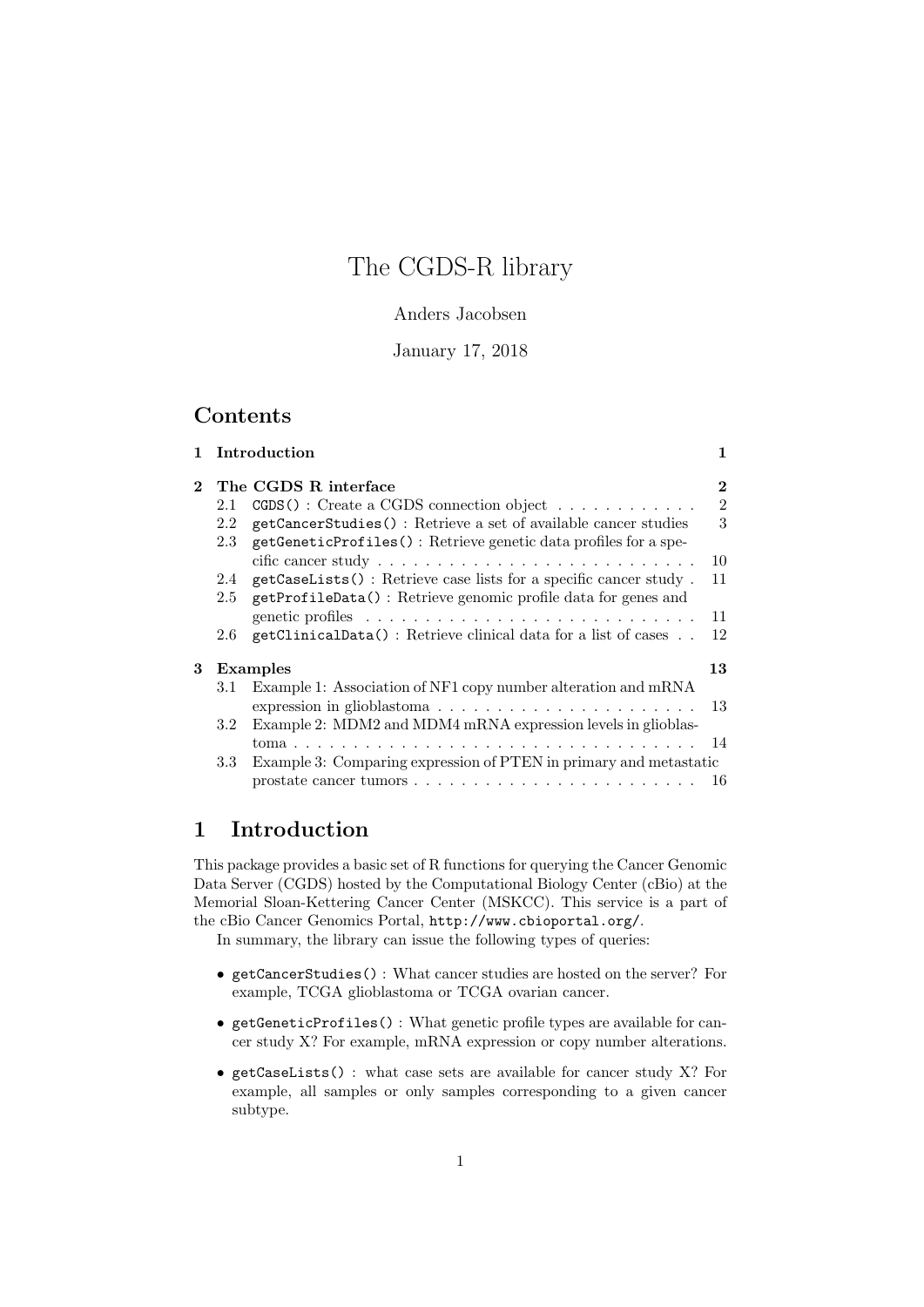# The CGDS-R library

Anders Jacobsen

January 17, 2018

## Contents

- **1 Introduction** — 1
- **2 The CGDS R interface** — 2
  - 2.1 `CGDS()` : Create a CGDS connection object — 2
  - 2.2 `getCancerStudies()` : Retrieve a set of available cancer studies — 3
  - 2.3 `getGeneticProfiles()` : Retrieve genetic data profiles for a specific cancer study — 10
  - 2.4 `getCaseLists()` : Retrieve case lists for a specific cancer study — 11
  - 2.5 `getProfileData()` : Retrieve genomic profile data for genes and genetic profiles — 11
  - 2.6 `getClinicalData()` : Retrieve clinical data for a list of cases — 12
- **3 Examples** — 13
  - 3.1 Example 1: Association of NF1 copy number alteration and mRNA expression in glioblastoma — 13
  - 3.2 Example 2: MDM2 and MDM4 mRNA expression levels in glioblastoma — 14
  - 3.3 Example 3: Comparing expression of PTEN in primary and metastatic prostate cancer tumors — 16

## 1 Introduction

This package provides a basic set of R functions for querying the Cancer Genomic Data Server (CGDS) hosted by the Computational Biology Center (cBio) at the Memorial Sloan-Kettering Cancer Center (MSKCC). This service is a part of the cBio Cancer Genomics Portal, `http://www.cbioportal.org/`.

In summary, the library can issue the following types of queries:

- `getCancerStudies()` : What cancer studies are hosted on the server? For example, TCGA glioblastoma or TCGA ovarian cancer.
- `getGeneticProfiles()` : What genetic profile types are available for cancer study X? For example, mRNA expression or copy number alterations.
- `getCaseLists()` : what case sets are available for cancer study X? For example, all samples or only samples corresponding to a given cancer subtype.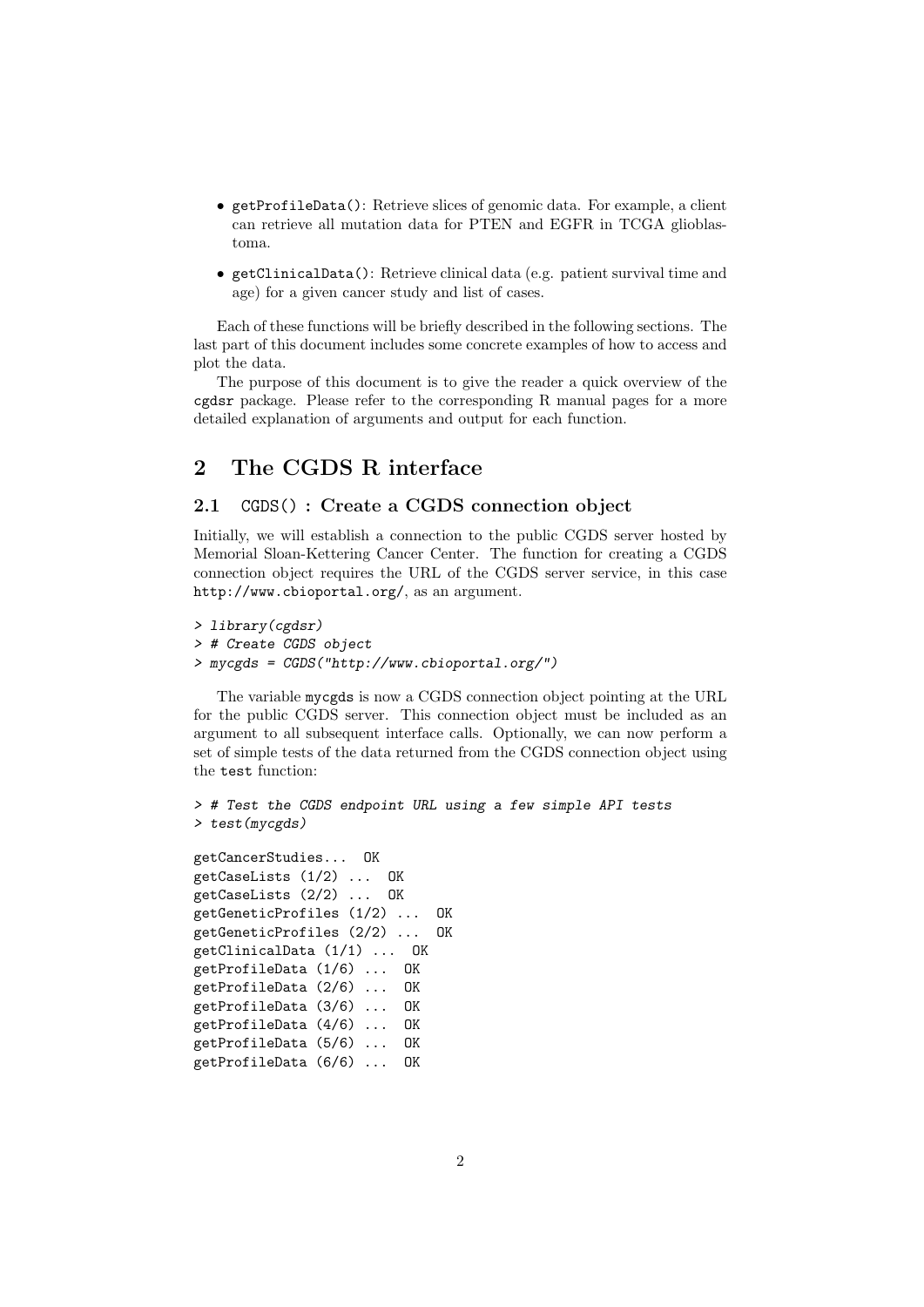- `getProfileData()`: Retrieve slices of genomic data. For example, a client can retrieve all mutation data for PTEN and EGFR in TCGA glioblastoma.
- `getClinicalData()`: Retrieve clinical data (e.g. patient survival time and age) for a given cancer study and list of cases.

Each of these functions will be briefly described in the following sections. The last part of this document includes some concrete examples of how to access and plot the data.

The purpose of this document is to give the reader a quick overview of the `cgdsr` package. Please refer to the corresponding R manual pages for a more detailed explanation of arguments and output for each function.

# 2 The CGDS R interface

## 2.1 `CGDS()` : Create a CGDS connection object

Initially, we will establish a connection to the public CGDS server hosted by Memorial Sloan-Kettering Cancer Center. The function for creating a CGDS connection object requires the URL of the CGDS server service, in this case `http://www.cbioportal.org/`, as an argument.

```
> library(cgdsr)
> # Create CGDS object
> mycgds = CGDS("http://www.cbioportal.org/")
```

The variable `mycgds` is now a CGDS connection object pointing at the URL for the public CGDS server. This connection object must be included as an argument to all subsequent interface calls. Optionally, we can now perform a set of simple tests of the data returned from the CGDS connection object using the `test` function:

```
> # Test the CGDS endpoint URL using a few simple API tests
> test(mycgds)
```

```
getCancerStudies...  OK
getCaseLists (1/2) ...  OK
getCaseLists (2/2) ...  OK
getGeneticProfiles (1/2) ...  OK
getGeneticProfiles (2/2) ...  OK
getClinicalData (1/1) ...  OK
getProfileData (1/6) ...  OK
getProfileData (2/6) ...  OK
getProfileData (3/6) ...  OK
getProfileData (4/6) ...  OK
getProfileData (5/6) ...  OK
getProfileData (6/6) ...  OK
```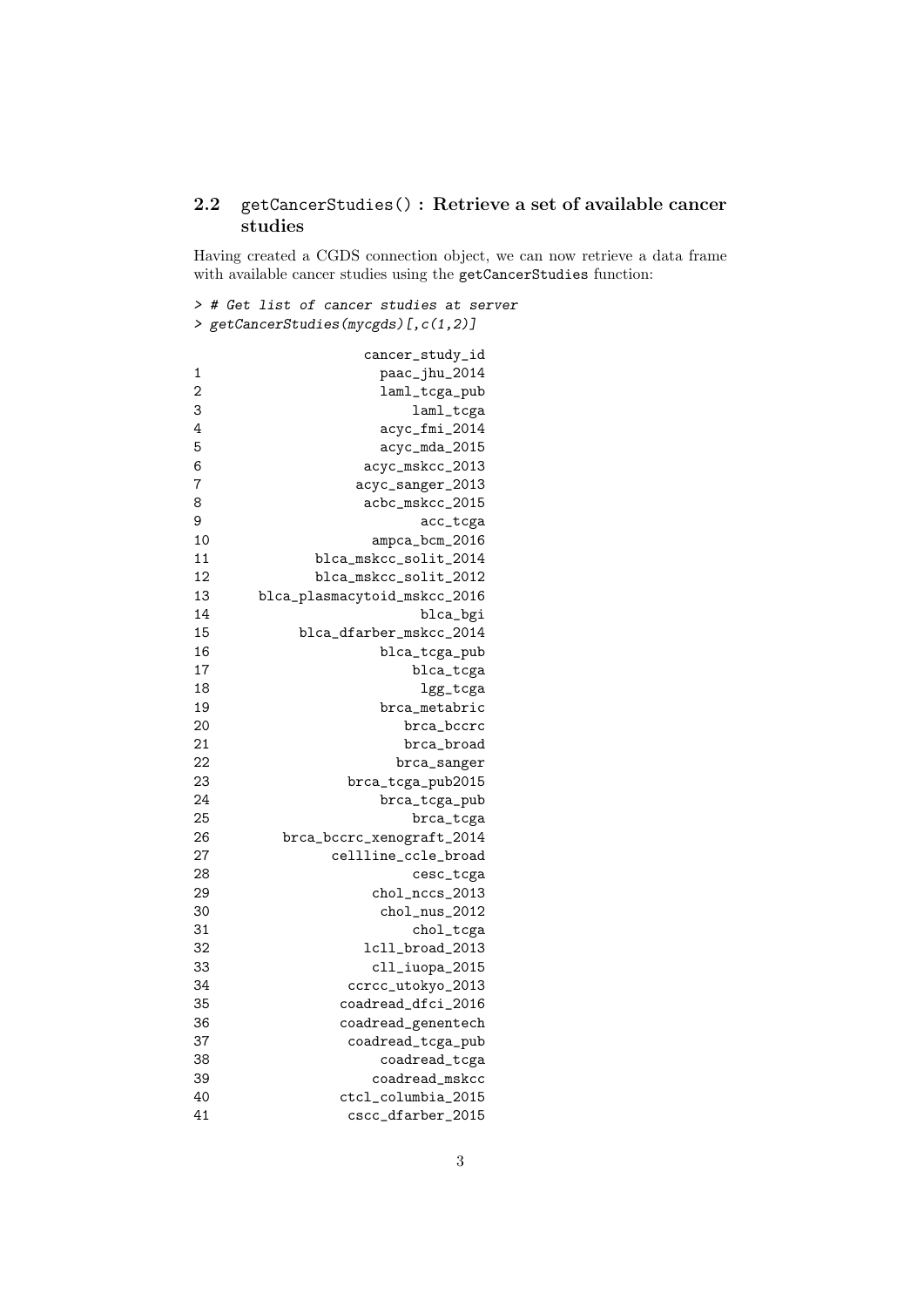### 2.2 `getCancerStudies()` : Retrieve a set of available cancer studies

Having created a CGDS connection object, we can now retrieve a data frame with available cancer studies using the `getCancerStudies` function:

```
> # Get list of cancer studies at server
> getCancerStudies(mycgds)[,c(1,2)]

                  cancer_study_id
1                   paac_jhu_2014
2                   laml_tcga_pub
3                       laml_tcga
4                   acyc_fmi_2014
5                   acyc_mda_2015
6                 acyc_mskcc_2013
7                acyc_sanger_2013
8                 acbc_mskcc_2015
9                        acc_tcga
10                 ampca_bcm_2016
11          blca_mskcc_solit_2014
12          blca_mskcc_solit_2012
13   blca_plasmacytoid_mskcc_2016
14                       blca_bgi
15         blca_dfarber_mskcc_2014
16                  blca_tcga_pub
17                      blca_tcga
18                       lgg_tcga
19                  brca_metabric
20                     brca_bccrc
21                     brca_broad
22                    brca_sanger
23              brca_tcga_pub2015
24                  brca_tcga_pub
25                      brca_tcga
26       brca_bccrc_xenograft_2014
27            cellline_ccle_broad
28                      cesc_tcga
29                 chol_nccs_2013
30                  chol_nus_2012
31                      chol_tcga
32                lcll_broad_2013
33                 cll_iuopa_2015
34              ccrcc_utokyo_2013
35             coadread_dfci_2016
36             coadread_genentech
37              coadread_tcga_pub
38                  coadread_tcga
39                 coadread_mskcc
40             ctcl_columbia_2015
41               cscc_dfarber_2015
```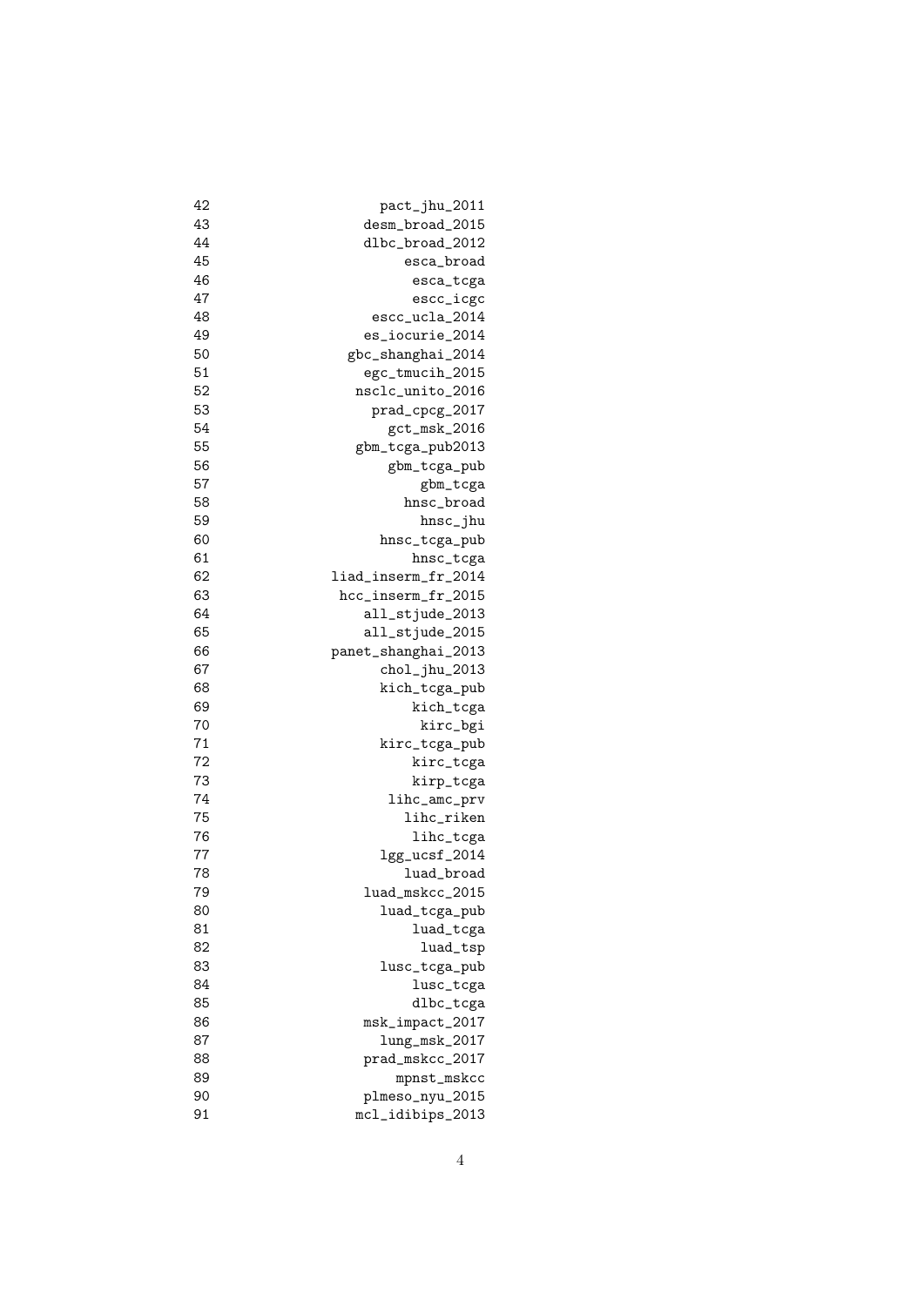| | |
|---|---|
| 42 | pact_jhu_2011 |
| 43 | desm_broad_2015 |
| 44 | dlbc_broad_2012 |
| 45 | esca_broad |
| 46 | esca_tcga |
| 47 | escc_icgc |
| 48 | escc_ucla_2014 |
| 49 | es_iocurie_2014 |
| 50 | gbc_shanghai_2014 |
| 51 | egc_tmucih_2015 |
| 52 | nsclc_unito_2016 |
| 53 | prad_cpcg_2017 |
| 54 | gct_msk_2016 |
| 55 | gbm_tcga_pub2013 |
| 56 | gbm_tcga_pub |
| 57 | gbm_tcga |
| 58 | hnsc_broad |
| 59 | hnsc_jhu |
| 60 | hnsc_tcga_pub |
| 61 | hnsc_tcga |
| 62 | liad_inserm_fr_2014 |
| 63 | hcc_inserm_fr_2015 |
| 64 | all_stjude_2013 |
| 65 | all_stjude_2015 |
| 66 | panet_shanghai_2013 |
| 67 | chol_jhu_2013 |
| 68 | kich_tcga_pub |
| 69 | kich_tcga |
| 70 | kirc_bgi |
| 71 | kirc_tcga_pub |
| 72 | kirc_tcga |
| 73 | kirp_tcga |
| 74 | lihc_amc_prv |
| 75 | lihc_riken |
| 76 | lihc_tcga |
| 77 | lgg_ucsf_2014 |
| 78 | luad_broad |
| 79 | luad_mskcc_2015 |
| 80 | luad_tcga_pub |
| 81 | luad_tcga |
| 82 | luad_tsp |
| 83 | lusc_tcga_pub |
| 84 | lusc_tcga |
| 85 | dlbc_tcga |
| 86 | msk_impact_2017 |
| 87 | lung_msk_2017 |
| 88 | prad_mskcc_2017 |
| 89 | mpnst_mskcc |
| 90 | plmeso_nyu_2015 |
| 91 | mcl_idibips_2013 |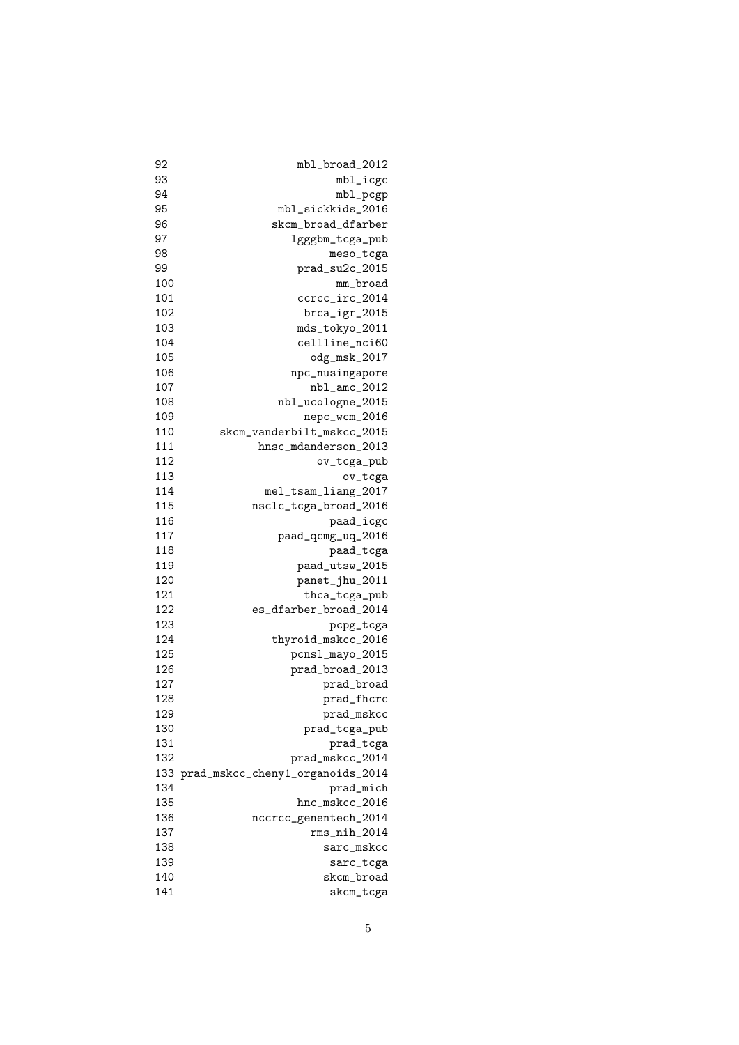```
92                  mbl_broad_2012
93                        mbl_icgc
94                        mbl_pcgp
95               mbl_sickkids_2016
96               skcm_broad_dfarber
97                  lgggbm_tcga_pub
98                       meso_tcga
99                  prad_su2c_2015
100                       mm_broad
101                  ccrcc_irc_2014
102                   brca_igr_2015
103                  mds_tokyo_2011
104                  cellline_nci60
105                    odg_msk_2017
106                 npc_nusingapore
107                   nbl_amc_2012
108              nbl_ucologne_2015
109                  nepc_wcm_2016
110      skcm_vanderbilt_mskcc_2015
111           hnsc_mdanderson_2013
112                    ov_tcga_pub
113                        ov_tcga
114            mel_tsam_liang_2017
115          nsclc_tcga_broad_2016
116                      paad_icgc
117               paad_qcmg_uq_2016
118                      paad_tcga
119                 paad_utsw_2015
120                 panet_jhu_2011
121                  thca_tcga_pub
122           es_dfarber_broad_2014
123                      pcpg_tcga
124             thyroid_mskcc_2016
125                pcnsl_mayo_2015
126                prad_broad_2013
127                     prad_broad
128                     prad_fhcrc
129                     prad_mskcc
130                  prad_tcga_pub
131                      prad_tcga
132                prad_mskcc_2014
133 prad_mskcc_cheny1_organoids_2014
134                      prad_mich
135                 hnc_mskcc_2016
136          nccrcc_genentech_2014
137                   rms_nih_2014
138                     sarc_mskcc
139                      sarc_tcga
140                     skcm_broad
141                      skcm_tcga
```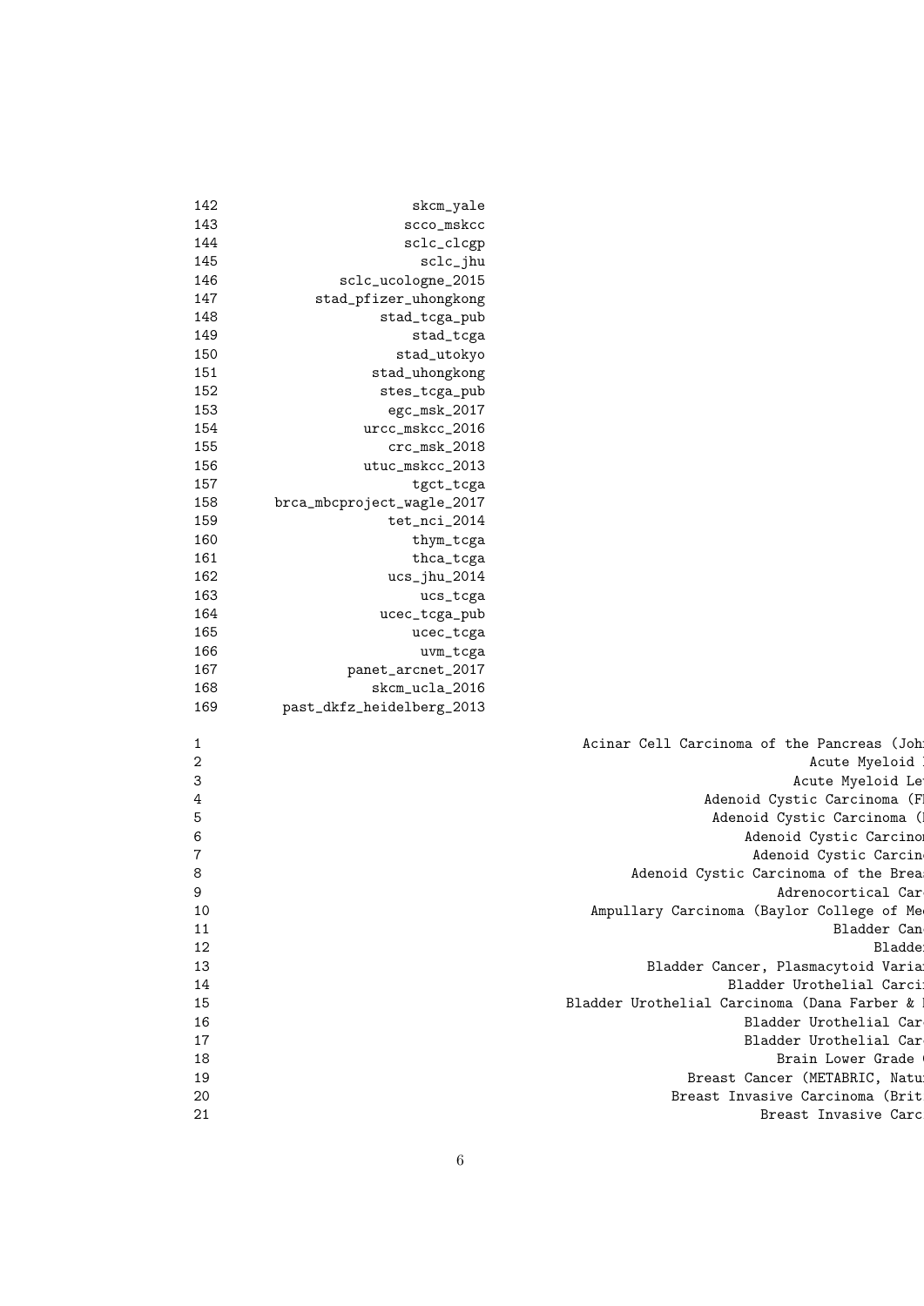| | |
|---|---|
| 142 | skcm_yale |
| 143 | scco_mskcc |
| 144 | sclc_clcgp |
| 145 | sclc_jhu |
| 146 | sclc_ucologne_2015 |
| 147 | stad_pfizer_uhongkong |
| 148 | stad_tcga_pub |
| 149 | stad_tcga |
| 150 | stad_utokyo |
| 151 | stad_uhongkong |
| 152 | stes_tcga_pub |
| 153 | egc_msk_2017 |
| 154 | urcc_mskcc_2016 |
| 155 | crc_msk_2018 |
| 156 | utuc_mskcc_2013 |
| 157 | tgct_tcga |
| 158 | brca_mbcproject_wagle_2017 |
| 159 | tet_nci_2014 |
| 160 | thym_tcga |
| 161 | thca_tcga |
| 162 | ucs_jhu_2014 |
| 163 | ucs_tcga |
| 164 | ucec_tcga_pub |
| 165 | ucec_tcga |
| 166 | uvm_tcga |
| 167 | panet_arcnet_2017 |
| 168 | skcm_ucla_2016 |
| 169 | past_dkfz_heidelberg_2013 |

| | |
|---|---|
| 1 | Acinar Cell Carcinoma of the Pancreas (Joh |
| 2 | Acute Myeloid |
| 3 | Acute Myeloid Le |
| 4 | Adenoid Cystic Carcinoma (F |
| 5 | Adenoid Cystic Carcinoma ( |
| 6 | Adenoid Cystic Carcino |
| 7 | Adenoid Cystic Carcin |
| 8 | Adenoid Cystic Carcinoma of the Brea |
| 9 | Adrenocortical Car |
| 10 | Ampullary Carcinoma (Baylor College of Me |
| 11 | Bladder Can |
| 12 | Bladde |
| 13 | Bladder Cancer, Plasmacytoid Varia |
| 14 | Bladder Urothelial Carci |
| 15 | Bladder Urothelial Carcinoma (Dana Farber & |
| 16 | Bladder Urothelial Car |
| 17 | Bladder Urothelial Car |
| 18 | Brain Lower Grade |
| 19 | Breast Cancer (METABRIC, Natu |
| 20 | Breast Invasive Carcinoma (Brit |
| 21 | Breast Invasive Carc |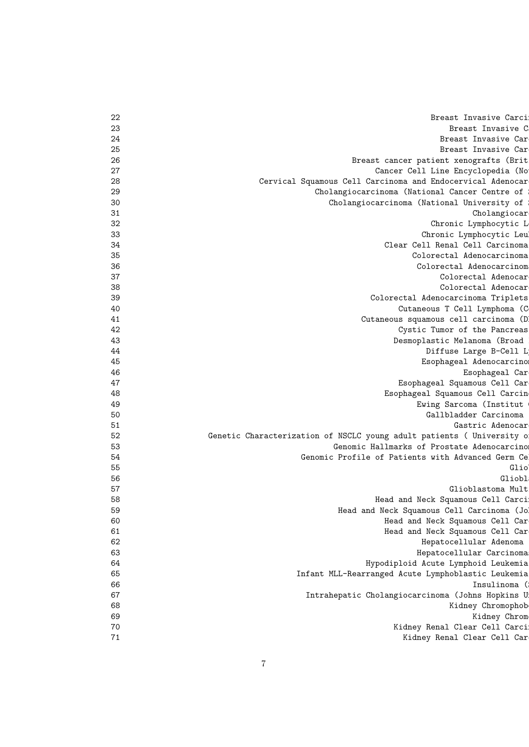| | |
|---|---|
| 22 | Breast Invasive Carci |
| 23 | Breast Invasive C |
| 24 | Breast Invasive Car |
| 25 | Breast Invasive Car |
| 26 | Breast cancer patient xenografts (Brit |
| 27 | Cancer Cell Line Encyclopedia (No |
| 28 | Cervical Squamous Cell Carcinoma and Endocervical Adenocar |
| 29 | Cholangiocarcinoma (National Cancer Centre of |
| 30 | Cholangiocarcinoma (National University of |
| 31 | Cholangiocar |
| 32 | Chronic Lymphocytic L |
| 33 | Chronic Lymphocytic Leu |
| 34 | Clear Cell Renal Cell Carcinoma |
| 35 | Colorectal Adenocarcinoma |
| 36 | Colorectal Adenocarcinoma |
| 37 | Colorectal Adenocar |
| 38 | Colorectal Adenocar |
| 39 | Colorectal Adenocarcinoma Triplets |
| 40 | Cutaneous T Cell Lymphoma (C |
| 41 | Cutaneous squamous cell carcinoma (D |
| 42 | Cystic Tumor of the Pancreas |
| 43 | Desmoplastic Melanoma (Broad |
| 44 | Diffuse Large B-Cell L |
| 45 | Esophageal Adenocarcino |
| 46 | Esophageal Car |
| 47 | Esophageal Squamous Cell Car |
| 48 | Esophageal Squamous Cell Carcin |
| 49 | Ewing Sarcoma (Institut |
| 50 | Gallbladder Carcinoma |
| 51 | Gastric Adenocar |
| 52 | Genetic Characterization of NSCLC young adult patients ( University o |
| 53 | Genomic Hallmarks of Prostate Adenocarcino |
| 54 | Genomic Profile of Patients with Advanced Germ Ce |
| 55 | Glio |
| 56 | Gliobl |
| 57 | Glioblastoma Mult |
| 58 | Head and Neck Squamous Cell Carci |
| 59 | Head and Neck Squamous Cell Carcinoma (Jo |
| 60 | Head and Neck Squamous Cell Car |
| 61 | Head and Neck Squamous Cell Car |
| 62 | Hepatocellular Adenoma |
| 63 | Hepatocellular Carcinoma |
| 64 | Hypodiploid Acute Lymphoid Leukemia |
| 65 | Infant MLL-Rearranged Acute Lymphoblastic Leukemia |
| 66 | Insulinoma ( |
| 67 | Intrahepatic Cholangiocarcinoma (Johns Hopkins U |
| 68 | Kidney Chromophob |
| 69 | Kidney Chrom |
| 70 | Kidney Renal Clear Cell Carci |
| 71 | Kidney Renal Clear Cell Car |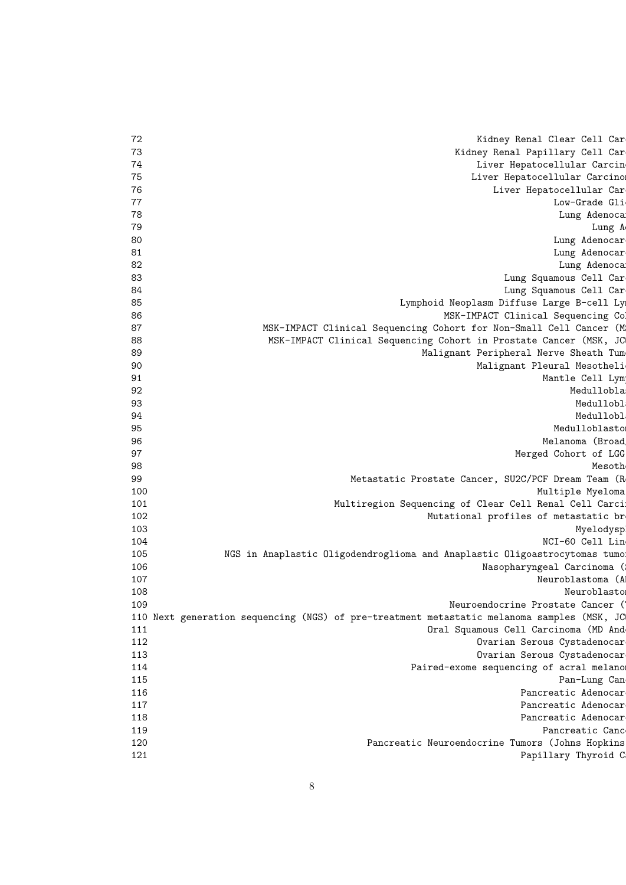| | |
|---|---|
| 72 | Kidney Renal Clear Cell Car |
| 73 | Kidney Renal Papillary Cell Car |
| 74 | Liver Hepatocellular Carcin |
| 75 | Liver Hepatocellular Carcino |
| 76 | Liver Hepatocellular Car |
| 77 | Low-Grade Gli |
| 78 | Lung Adenoca |
| 79 | Lung A |
| 80 | Lung Adenocar |
| 81 | Lung Adenocar |
| 82 | Lung Adenoca |
| 83 | Lung Squamous Cell Car |
| 84 | Lung Squamous Cell Car |
| 85 | Lymphoid Neoplasm Diffuse Large B-cell Ly |
| 86 | MSK-IMPACT Clinical Sequencing Co |
| 87 | MSK-IMPACT Clinical Sequencing Cohort for Non-Small Cell Cancer (M |
| 88 | MSK-IMPACT Clinical Sequencing Cohort in Prostate Cancer (MSK, JC |
| 89 | Malignant Peripheral Nerve Sheath Tum |
| 90 | Malignant Pleural Mesotheli |
| 91 | Mantle Cell Lym |
| 92 | Medullobla |
| 93 | Medullobl |
| 94 | Medullobl |
| 95 | Medulloblasto |
| 96 | Melanoma (Broad |
| 97 | Merged Cohort of LGG |
| 98 | Mesoth |
| 99 | Metastatic Prostate Cancer, SU2C/PCF Dream Team (R |
| 100 | Multiple Myeloma |
| 101 | Multiregion Sequencing of Clear Cell Renal Cell Carci |
| 102 | Mutational profiles of metastatic br |
| 103 | Myelodysp |
| 104 | NCI-60 Cell Lin |
| 105 | NGS in Anaplastic Oligodendroglioma and Anaplastic Oligoastrocytomas tumo |
| 106 | Nasopharyngeal Carcinoma ( |
| 107 | Neuroblastoma (A |
| 108 | Neuroblasto |
| 109 | Neuroendocrine Prostate Cancer ( |
| 110 | Next generation sequencing (NGS) of pre-treatment metastatic melanoma samples (MSK, JC |
| 111 | Oral Squamous Cell Carcinoma (MD And |
| 112 | Ovarian Serous Cystadenocar |
| 113 | Ovarian Serous Cystadenocar |
| 114 | Paired-exome sequencing of acral melano |
| 115 | Pan-Lung Can |
| 116 | Pancreatic Adenocar |
| 117 | Pancreatic Adenocar |
| 118 | Pancreatic Adenocar |
| 119 | Pancreatic Canc |
| 120 | Pancreatic Neuroendocrine Tumors (Johns Hopkins |
| 121 | Papillary Thyroid C |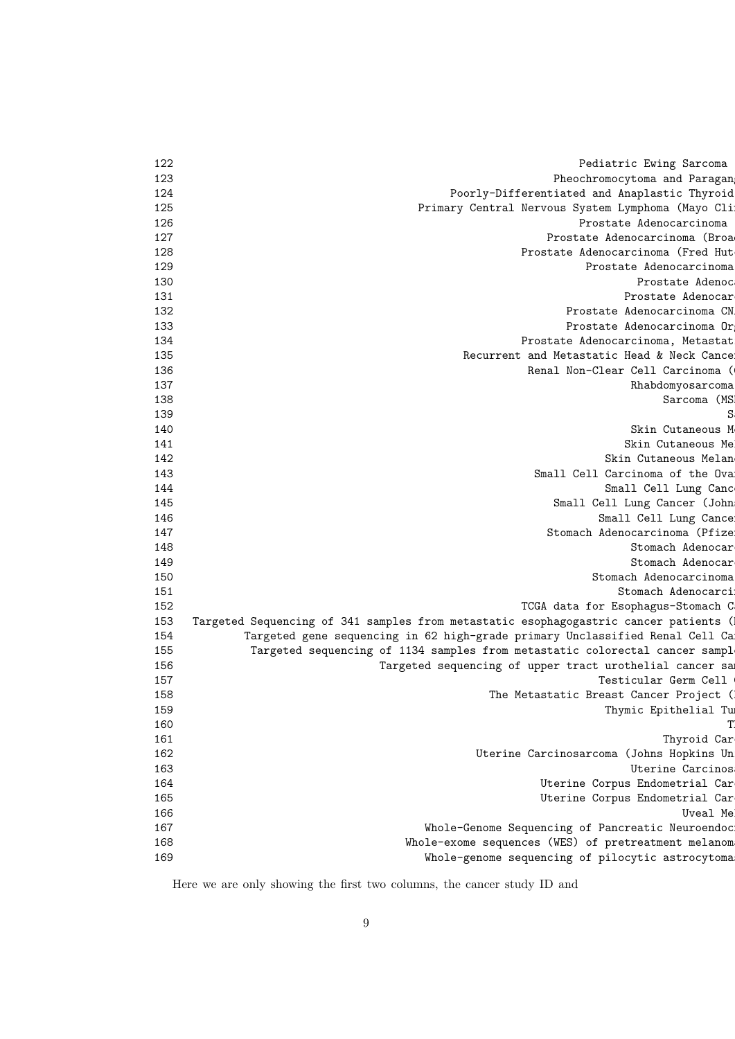```
122                                                      Pediatric Ewing Sarcoma
123                                                  Pheochromocytoma and Paragan
124                                         Poorly-Differentiated and Anaplastic Thyroid
125                                    Primary Central Nervous System Lymphoma (Mayo Cli
126                                                      Prostate Adenocarcinoma
127                                                  Prostate Adenocarcinoma (Broa
128                                              Prostate Adenocarcinoma (Fred Hut
129                                                       Prostate Adenocarcinoma
130                                                               Prostate Adenoc
131                                                              Prostate Adenocar
132                                                   Prostate Adenocarcinoma CN
133                                                   Prostate Adenocarcinoma Or
134                                              Prostate Adenocarcinoma, Metastat
135                                     Recurrent and Metastatic Head & Neck Cance
136                                                Renal Non-Clear Cell Carcinoma (
137                                                              Rhabdomyosarcoma
138                                                                   Sarcoma (MS
139                                                                             S
140                                                              Skin Cutaneous M
141                                                             Skin Cutaneous Me
142                                                          Skin Cutaneous Melan
143                                                Small Cell Carcinoma of the Ova
144                                                             Small Cell Lung Canc
145                                                   Small Cell Lung Cancer (John
146                                                          Small Cell Lung Cance
147                                                  Stomach Adenocarcinoma (Pfize
148                                                              Stomach Adenocarc
149                                                              Stomach Adenocarc
150                                                        Stomach Adenocarcinoma
151                                                            Stomach Adenocarci
152                                              TCGA data for Esophagus-Stomach C
153   Targeted Sequencing of 341 samples from metastatic esophagogastric cancer patients (
154          Targeted gene sequencing in 62 high-grade primary Unclassified Renal Cell Ca
155           Targeted sequencing of 1134 samples from metastatic colorectal cancer sampl
156                             Targeted sequencing of upper tract urothelial cancer sa
157                                                          Testicular Germ Cell
158                                               The Metastatic Breast Cancer Project (
159                                                          Thymic Epithelial Tu
160                                                                             T
161                                                                   Thyroid Car
162                                            Uterine Carcinosarcoma (Johns Hopkins Un
163                                                              Uterine Carcinos
164                                                     Uterine Corpus Endometrial Car
165                                                     Uterine Corpus Endometrial Car
166                                                                      Uveal Me
167                                        Whole-Genome Sequencing of Pancreatic Neuroendoc
168                                     Whole-exome sequences (WES) of pretreatment melanom
169                                        Whole-genome sequencing of pilocytic astrocytoma
```

Here we are only showing the first two columns, the cancer study ID and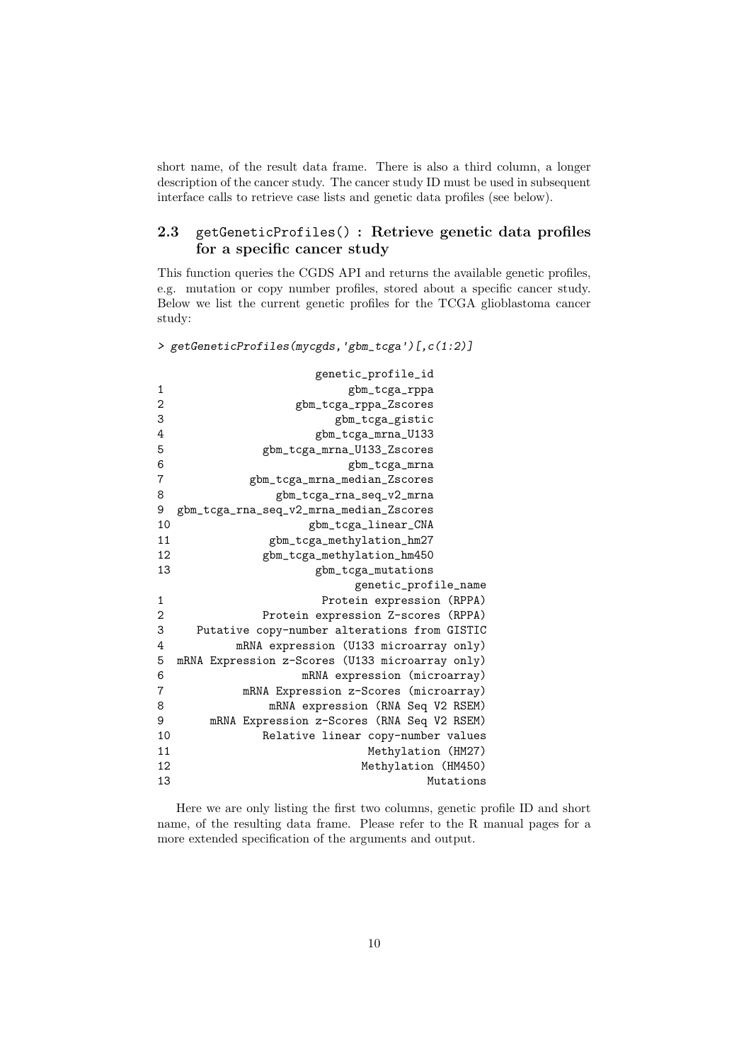short name, of the result data frame. There is also a third column, a longer description of the cancer study. The cancer study ID must be used in subsequent interface calls to retrieve case lists and genetic data profiles (see below).

### 2.3 getGeneticProfiles() : Retrieve genetic data profiles for a specific cancer study

This function queries the CGDS API and returns the available genetic profiles, e.g. mutation or copy number profiles, stored about a specific cancer study. Below we list the current genetic profiles for the TCGA glioblastoma cancer study:

```
> getGeneticProfiles(mycgds,'gbm_tcga')[,c(1:2)]

                      genetic_profile_id
1                           gbm_tcga_rppa
2                   gbm_tcga_rppa_Zscores
3                         gbm_tcga_gistic
4                      gbm_tcga_mrna_U133
5              gbm_tcga_mrna_U133_Zscores
6                           gbm_tcga_mrna
7            gbm_tcga_mrna_median_Zscores
8                gbm_tcga_rna_seq_v2_mrna
9  gbm_tcga_rna_seq_v2_mrna_median_Zscores
10                    gbm_tcga_linear_CNA
11              gbm_tcga_methylation_hm27
12             gbm_tcga_methylation_hm450
13                     gbm_tcga_mutations
                             genetic_profile_name
1                       Protein expression (RPPA)
2               Protein expression Z-scores (RPPA)
3     Putative copy-number alterations from GISTIC
4          mRNA expression (U133 microarray only)
5  mRNA Expression z-Scores (U133 microarray only)
6                    mRNA expression (microarray)
7           mRNA Expression z-Scores (microarray)
8               mRNA expression (RNA Seq V2 RSEM)
9       mRNA Expression z-Scores (RNA Seq V2 RSEM)
10             Relative linear copy-number values
11                              Methylation (HM27)
12                             Methylation (HM450)
13                                       Mutations
```

Here we are only listing the first two columns, genetic profile ID and short name, of the resulting data frame. Please refer to the R manual pages for a more extended specification of the arguments and output.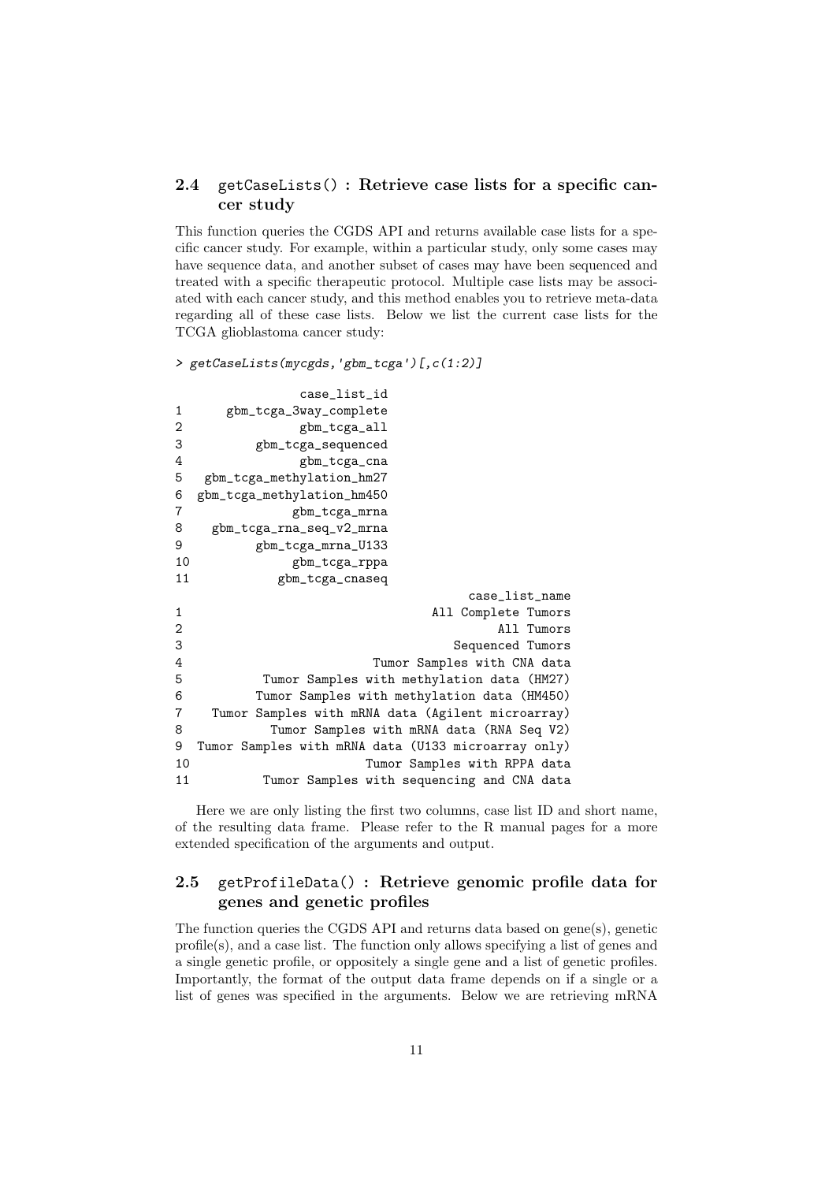## 2.4 getCaseLists() : Retrieve case lists for a specific cancer study

This function queries the CGDS API and returns available case lists for a specific cancer study. For example, within a particular study, only some cases may have sequence data, and another subset of cases may have been sequenced and treated with a specific therapeutic protocol. Multiple case lists may be associated with each cancer study, and this method enables you to retrieve meta-data regarding all of these case lists. Below we list the current case lists for the TCGA glioblastoma cancer study:

```
> getCaseLists(mycgds,'gbm_tcga')[,c(1:2)]
```

```
                case_list_id
1      gbm_tcga_3way_complete
2                gbm_tcga_all
3          gbm_tcga_sequenced
4                gbm_tcga_cna
5    gbm_tcga_methylation_hm27
6   gbm_tcga_methylation_hm450
7               gbm_tcga_mrna
8     gbm_tcga_rna_seq_v2_mrna
9          gbm_tcga_mrna_U133
10              gbm_tcga_rppa
11            gbm_tcga_cnaseq
                                        case_list_name
1                                  All Complete Tumors
2                                           All Tumors
3                                     Sequenced Tumors
4                          Tumor Samples with CNA data
5            Tumor Samples with methylation data (HM27)
6           Tumor Samples with methylation data (HM450)
7      Tumor Samples with mRNA data (Agilent microarray)
8             Tumor Samples with mRNA data (RNA Seq V2)
9   Tumor Samples with mRNA data (U133 microarray only)
10                        Tumor Samples with RPPA data
11          Tumor Samples with sequencing and CNA data
```

Here we are only listing the first two columns, case list ID and short name, of the resulting data frame. Please refer to the R manual pages for a more extended specification of the arguments and output.

## 2.5 getProfileData() : Retrieve genomic profile data for genes and genetic profiles

The function queries the CGDS API and returns data based on gene(s), genetic profile(s), and a case list. The function only allows specifying a list of genes and a single genetic profile, or oppositely a single gene and a list of genetic profiles. Importantly, the format of the output data frame depends on if a single or a list of genes was specified in the arguments. Below we are retrieving mRNA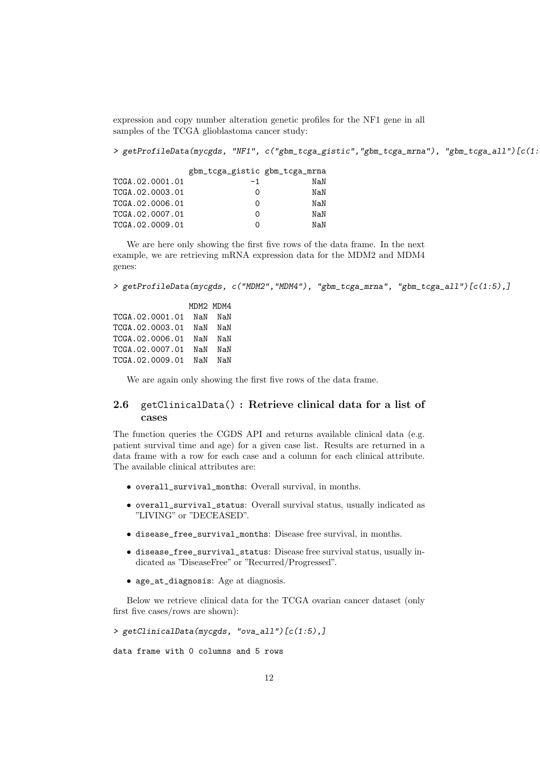expression and copy number alteration genetic profiles for the NF1 gene in all samples of the TCGA glioblastoma cancer study:

```
> getProfileData(mycgds, "NF1", c("gbm_tcga_gistic","gbm_tcga_mrna"), "gbm_tcga_all")[c(1:
```

```
                gbm_tcga_gistic gbm_tcga_mrna
TCGA.02.0001.01              -1           NaN
TCGA.02.0003.01               0           NaN
TCGA.02.0006.01               0           NaN
TCGA.02.0007.01               0           NaN
TCGA.02.0009.01               0           NaN
```

We are here only showing the first five rows of the data frame. In the next example, we are retrieving mRNA expression data for the MDM2 and MDM4 genes:

```
> getProfileData(mycgds, c("MDM2","MDM4"), "gbm_tcga_mrna", "gbm_tcga_all")[c(1:5),]
```

```
                MDM2 MDM4
TCGA.02.0001.01  NaN  NaN
TCGA.02.0003.01  NaN  NaN
TCGA.02.0006.01  NaN  NaN
TCGA.02.0007.01  NaN  NaN
TCGA.02.0009.01  NaN  NaN
```

We are again only showing the first five rows of the data frame.

## 2.6 getClinicalData() : Retrieve clinical data for a list of cases

The function queries the CGDS API and returns available clinical data (e.g. patient survival time and age) for a given case list. Results are returned in a data frame with a row for each case and a column for each clinical attribute. The available clinical attributes are:

- overall_survival_months: Overall survival, in months.
- overall_survival_status: Overall survival status, usually indicated as "LIVING" or "DECEASED".
- disease_free_survival_months: Disease free survival, in months.
- disease_free_survival_status: Disease free survival status, usually indicated as "DiseaseFree" or "Recurred/Progressed".
- age_at_diagnosis: Age at diagnosis.

Below we retrieve clinical data for the TCGA ovarian cancer dataset (only first five cases/rows are shown):

```
> getClinicalData(mycgds, "ova_all")[c(1:5),]
```

```
data frame with 0 columns and 5 rows
```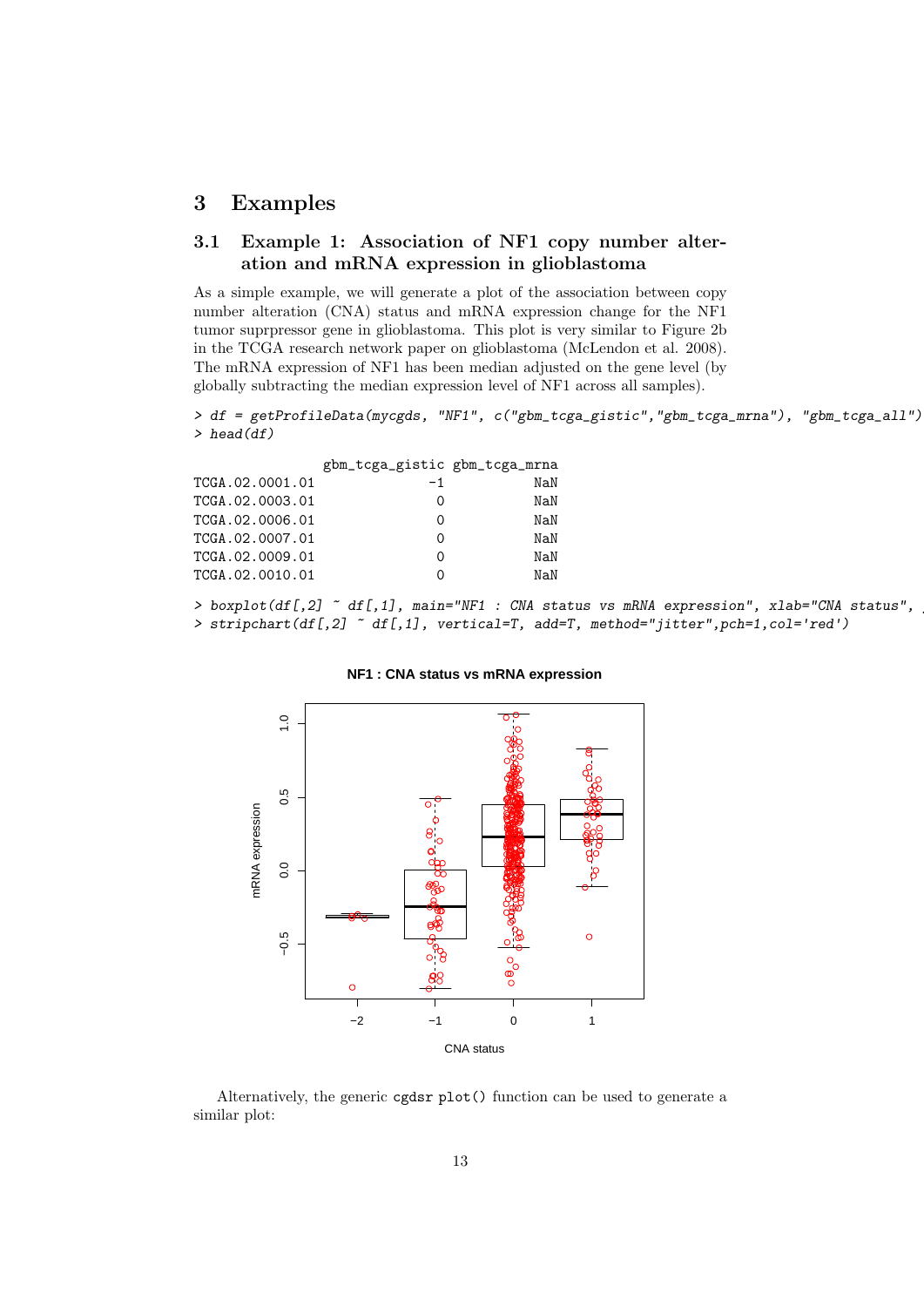# 3 Examples

## 3.1 Example 1: Association of NF1 copy number alteration and mRNA expression in glioblastoma

As a simple example, we will generate a plot of the association between copy number alteration (CNA) status and mRNA expression change for the NF1 tumor suprpressor gene in glioblastoma. This plot is very similar to Figure 2b in the TCGA research network paper on glioblastoma (McLendon et al. 2008). The mRNA expression of NF1 has been median adjusted on the gene level (by globally subtracting the median expression level of NF1 across all samples).

```
> df = getProfileData(mycgds, "NF1", c("gbm_tcga_gistic","gbm_tcga_mrna"), "gbm_tcga_all")
> head(df)
```

```
                gbm_tcga_gistic gbm_tcga_mrna
TCGA.02.0001.01              -1           NaN
TCGA.02.0003.01               0           NaN
TCGA.02.0006.01               0           NaN
TCGA.02.0007.01               0           NaN
TCGA.02.0009.01               0           NaN
TCGA.02.0010.01               0           NaN
```

```
> boxplot(df[,2] ~ df[,1], main="NF1 : CNA status vs mRNA expression", xlab="CNA status", 
> stripchart(df[,2] ~ df[,1], vertical=T, add=T, method="jitter",pch=1,col='red')
```

Alternatively, the generic cgdsr plot() function can be used to generate a similar plot: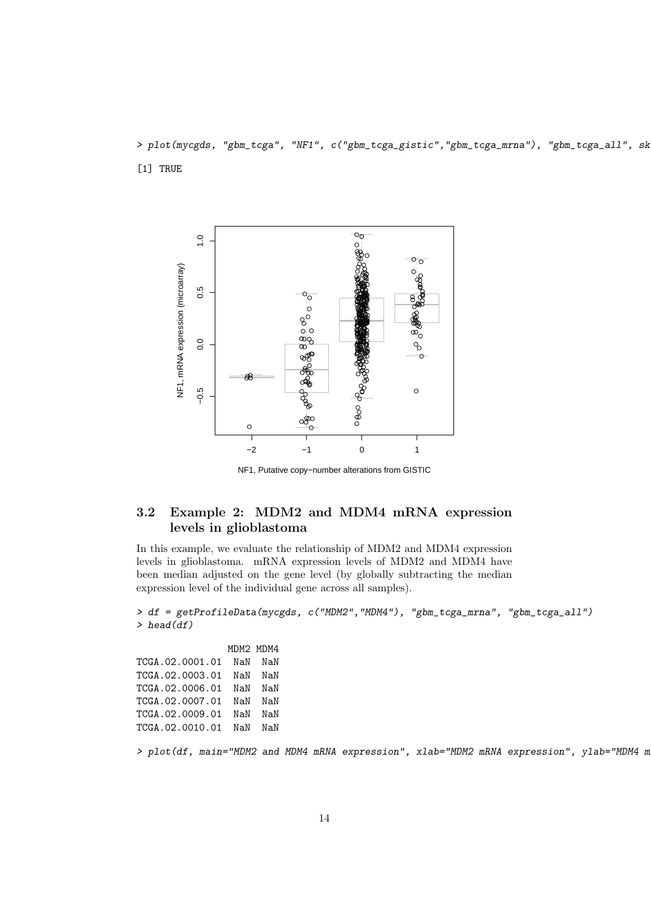```
> plot(mycgds, "gbm_tcga", "NF1", c("gbm_tcga_gistic","gbm_tcga_mrna"), "gbm_tcga_all", sk
[1] TRUE
```

### 3.2 Example 2: MDM2 and MDM4 mRNA expression levels in glioblastoma

In this example, we evaluate the relationship of MDM2 and MDM4 expression levels in glioblastoma. mRNA expression levels of MDM2 and MDM4 have been median adjusted on the gene level (by globally subtracting the median expression level of the individual gene across all samples).

```
> df = getProfileData(mycgds, c("MDM2","MDM4"), "gbm_tcga_mrna", "gbm_tcga_all")
> head(df)

                MDM2 MDM4
TCGA.02.0001.01  NaN  NaN
TCGA.02.0003.01  NaN  NaN
TCGA.02.0006.01  NaN  NaN
TCGA.02.0007.01  NaN  NaN
TCGA.02.0009.01  NaN  NaN
TCGA.02.0010.01  NaN  NaN

> plot(df, main="MDM2 and MDM4 mRNA expression", xlab="MDM2 mRNA expression", ylab="MDM4 m
```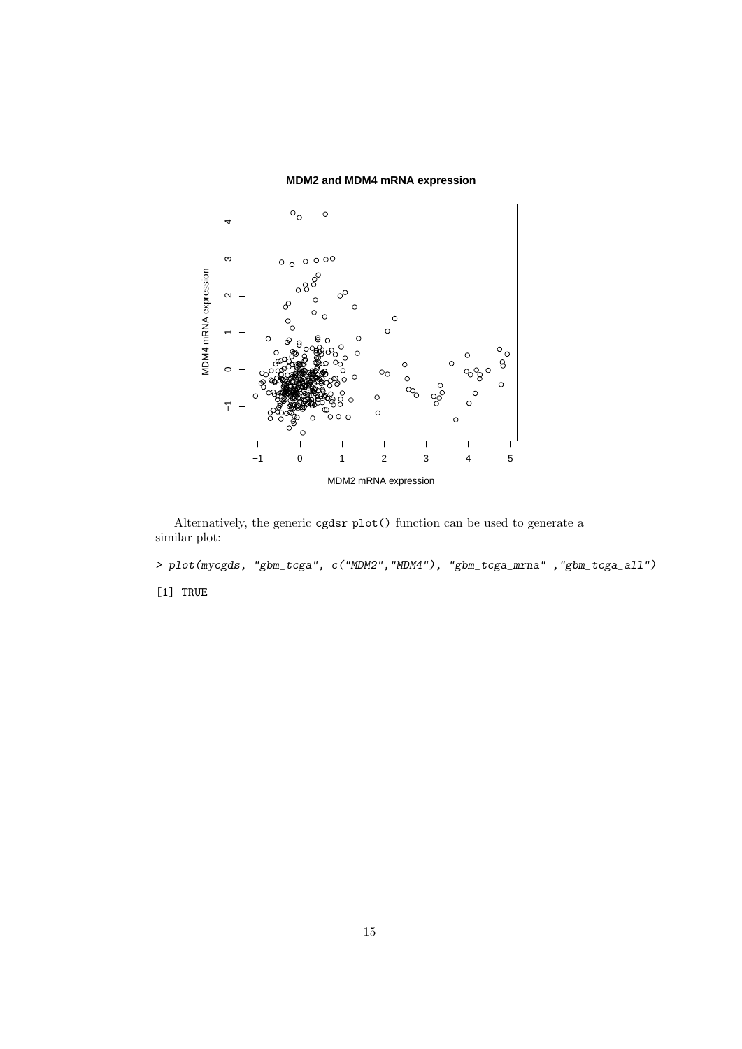Alternatively, the generic cgdsr plot() function can be used to generate a similar plot:

```
> plot(mycgds, "gbm_tcga", c("MDM2","MDM4"), "gbm_tcga_mrna" ,"gbm_tcga_all")
[1] TRUE
```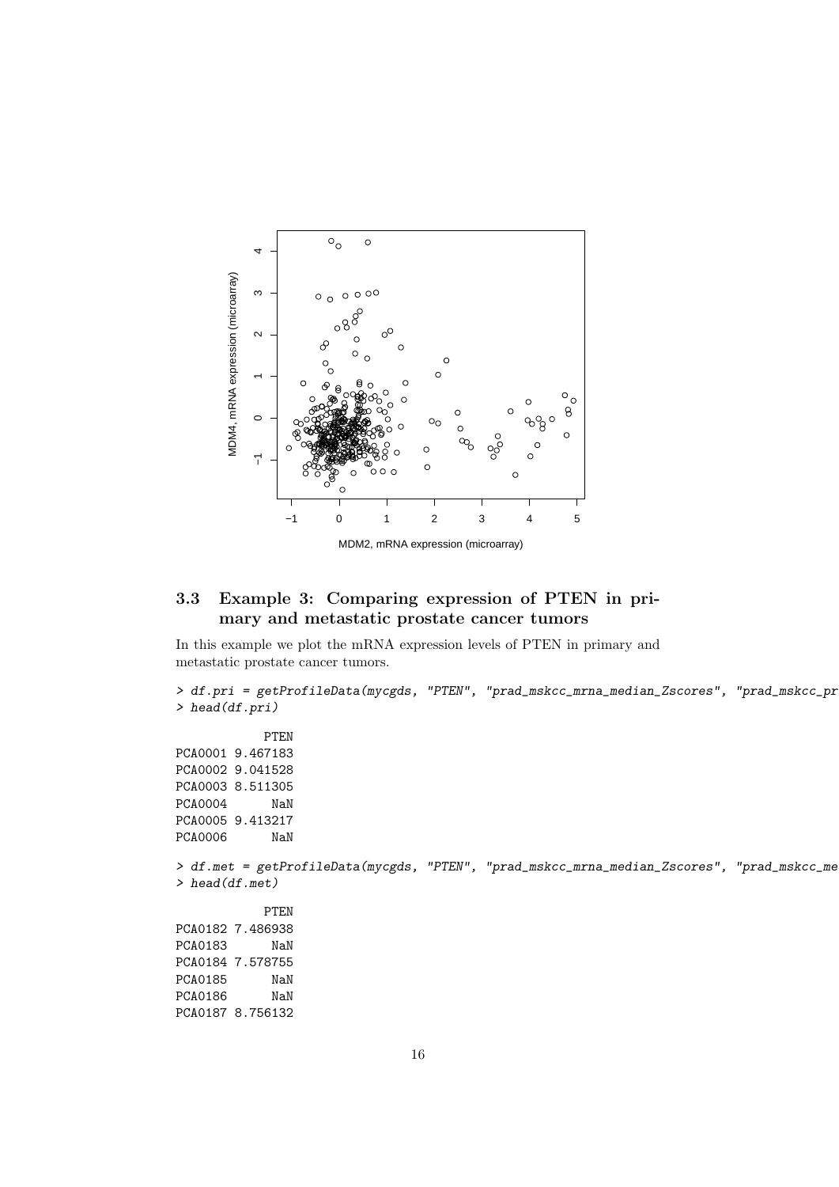## 3.3 Example 3: Comparing expression of PTEN in primary and metastatic prostate cancer tumors

In this example we plot the mRNA expression levels of PTEN in primary and metastatic prostate cancer tumors.

```
> df.pri = getProfileData(mycgds, "PTEN", "prad_mskcc_mrna_median_Zscores", "prad_mskcc_pr
> head(df.pri)

            PTEN
PCA0001 9.467183
PCA0002 9.041528
PCA0003 8.511305
PCA0004      NaN
PCA0005 9.413217
PCA0006      NaN

> df.met = getProfileData(mycgds, "PTEN", "prad_mskcc_mrna_median_Zscores", "prad_mskcc_me
> head(df.met)

            PTEN
PCA0182 7.486938
PCA0183      NaN
PCA0184 7.578755
PCA0185      NaN
PCA0186      NaN
PCA0187 8.756132
```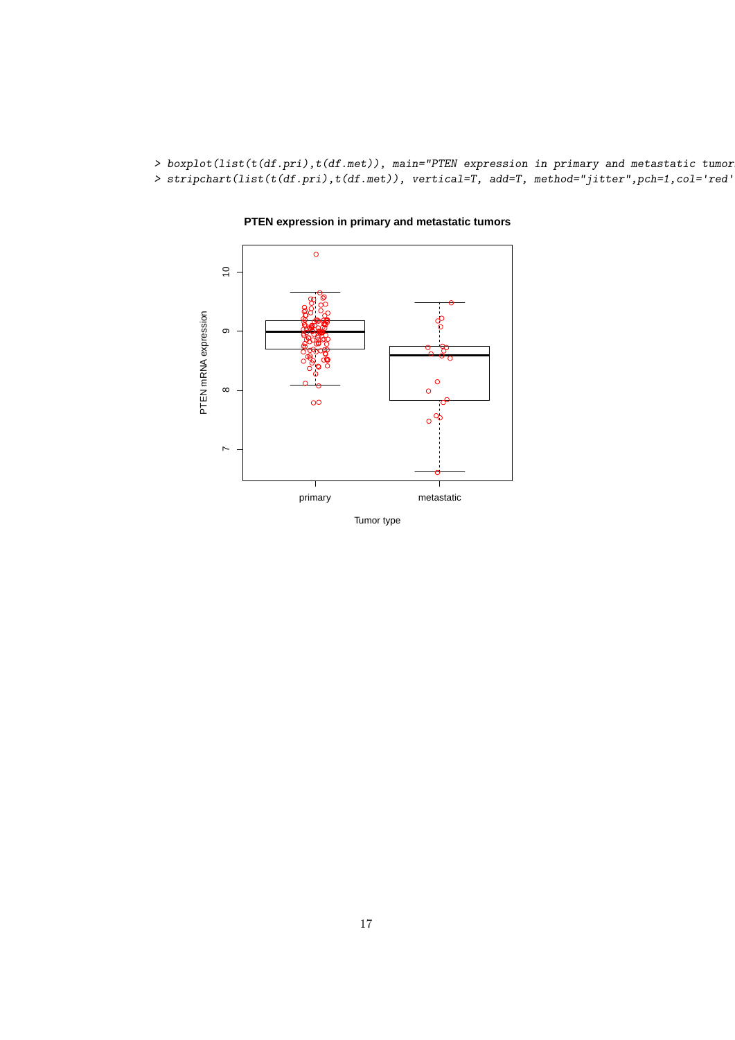```
> boxplot(list(t(df.pri),t(df.met)), main="PTEN expression in primary and metastatic tumor
> stripchart(list(t(df.pri),t(df.met)), vertical=T, add=T, method="jitter",pch=1,col='red'
```

PTEN expression in primary and metastatic tumors

PTEN mRNA expression

10
9
8
7

primary
metastatic

Tumor type